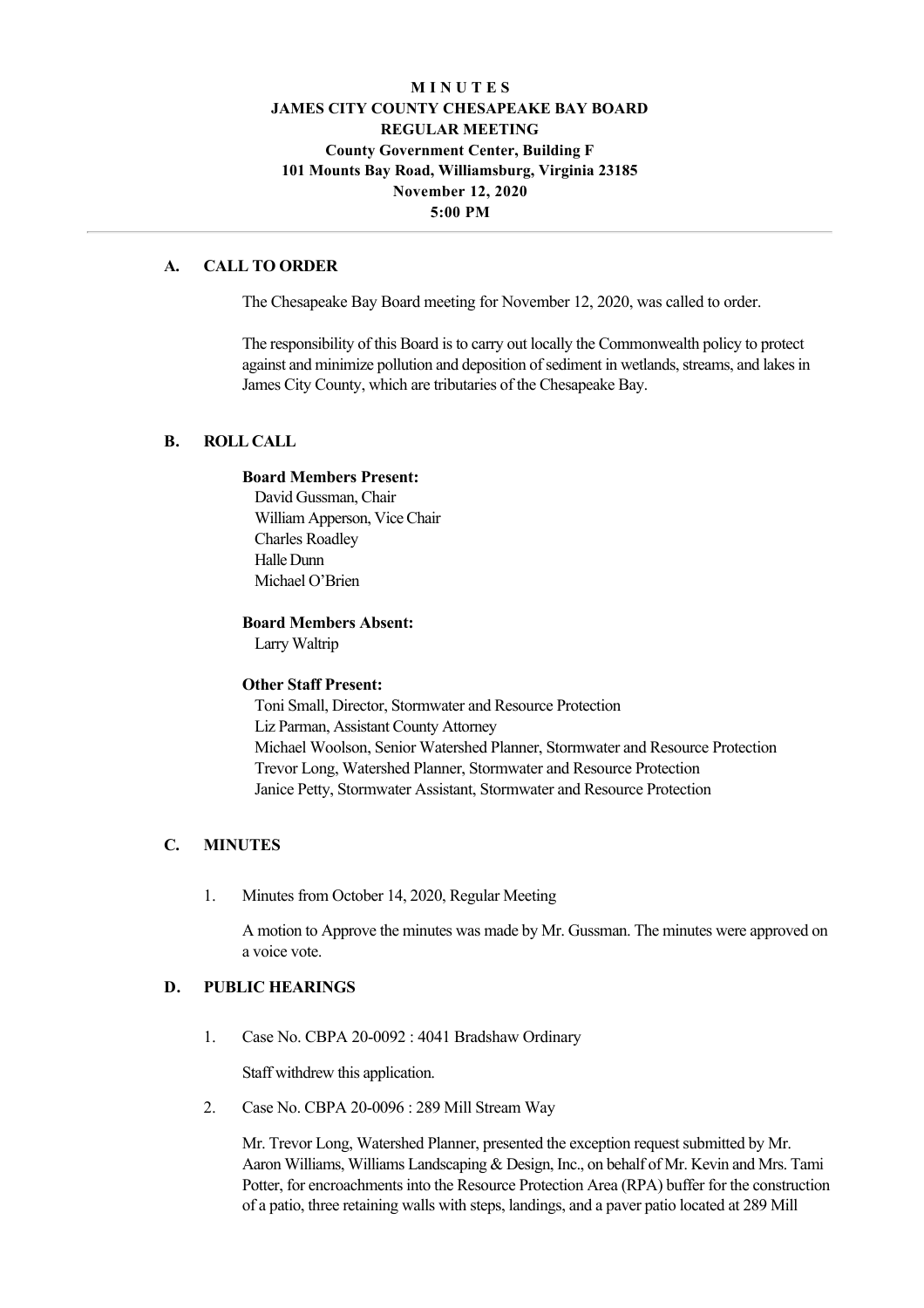# MINUTES
# JAMES CITY COUNTY CHESAPEAKE BAY BOARD
# REGULAR MEETING
**County Government Center, Building F**
**101 Mounts Bay Road, Williamsburg, Virginia 23185**
**November 12, 2020**
**5:00 PM**

---

## A. CALL TO ORDER

The Chesapeake Bay Board meeting for November 12, 2020, was called to order.

The responsibility of this Board is to carry out locally the Commonwealth policy to protect against and minimize pollution and deposition of sediment in wetlands, streams, and lakes in James City County, which are tributaries of the Chesapeake Bay.

## B. ROLL CALL

**Board Members Present:**
David Gussman, Chair
William Apperson, Vice Chair
Charles Roadley
Halle Dunn
Michael O'Brien

**Board Members Absent:**
Larry Waltrip

**Other Staff Present:**
Toni Small, Director, Stormwater and Resource Protection
Liz Parman, Assistant County Attorney
Michael Woolson, Senior Watershed Planner, Stormwater and Resource Protection
Trevor Long, Watershed Planner, Stormwater and Resource Protection
Janice Petty, Stormwater Assistant, Stormwater and Resource Protection

## C. MINUTES

1. Minutes from October 14, 2020, Regular Meeting

   A motion to Approve the minutes was made by Mr. Gussman. The minutes were approved on a voice vote.

## D. PUBLIC HEARINGS

1. Case No. CBPA 20-0092 : 4041 Bradshaw Ordinary

   Staff withdrew this application.

2. Case No. CBPA 20-0096 : 289 Mill Stream Way

   Mr. Trevor Long, Watershed Planner, presented the exception request submitted by Mr. Aaron Williams, Williams Landscaping & Design, Inc., on behalf of Mr. Kevin and Mrs. Tami Potter, for encroachments into the Resource Protection Area (RPA) buffer for the construction of a patio, three retaining walls with steps, landings, and a paver patio located at 289 Mill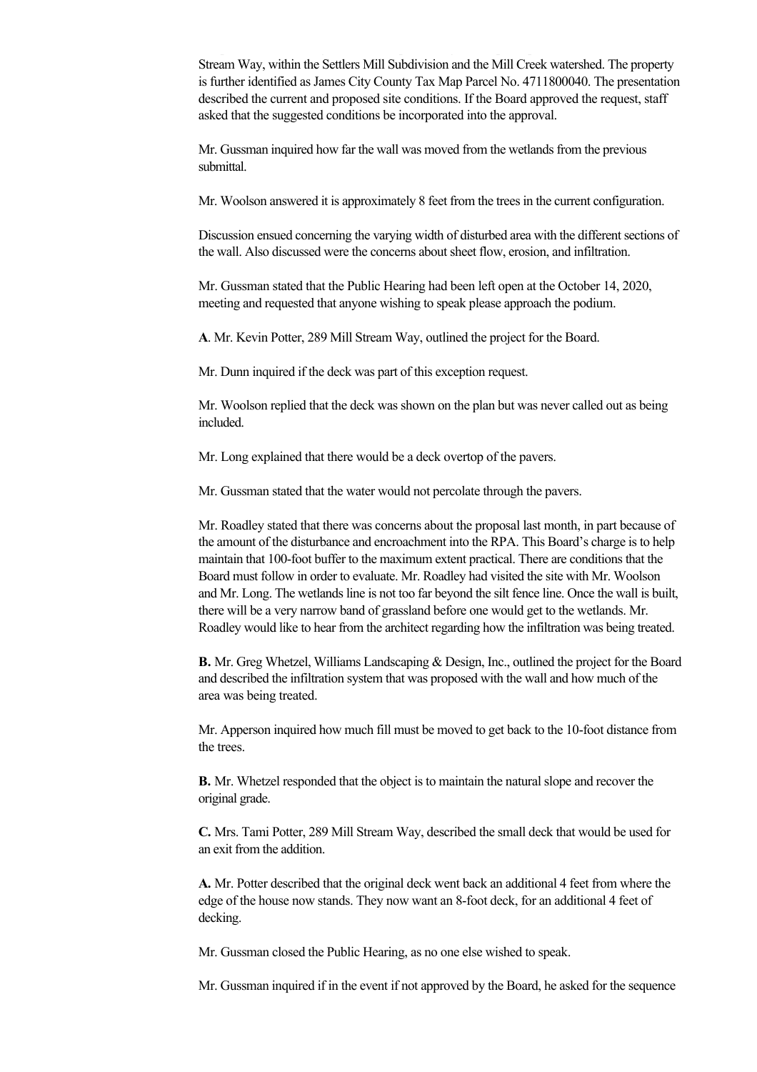Stream Way, within the Settlers Mill Subdivision and the Mill Creek watershed. The property is further identified as James City County Tax Map Parcel No. 4711800040. The presentation described the current and proposed site conditions. If the Board approved the request, staff asked that the suggested conditions be incorporated into the approval.

Mr. Gussman inquired how far the wall was moved from the wetlands from the previous submittal.

Mr. Woolson answered it is approximately 8 feet from the trees in the current configuration.

Discussion ensued concerning the varying width of disturbed area with the different sections of the wall. Also discussed were the concerns about sheet flow, erosion, and infiltration.

Mr. Gussman stated that the Public Hearing had been left open at the October 14, 2020, meeting and requested that anyone wishing to speak please approach the podium.

**A**. Mr. Kevin Potter, 289 Mill Stream Way, outlined the project for the Board.

Mr. Dunn inquired if the deck was part of this exception request.

Mr. Woolson replied that the deck was shown on the plan but was never called out as being included.

Mr. Long explained that there would be a deck overtop of the pavers.

Mr. Gussman stated that the water would not percolate through the pavers.

Mr. Roadley stated that there was concerns about the proposal last month, in part because of the amount of the disturbance and encroachment into the RPA. This Board's charge is to help maintain that 100-foot buffer to the maximum extent practical. There are conditions that the Board must follow in order to evaluate. Mr. Roadley had visited the site with Mr. Woolson and Mr. Long. The wetlands line is not too far beyond the silt fence line. Once the wall is built, there will be a very narrow band of grassland before one would get to the wetlands. Mr. Roadley would like to hear from the architect regarding how the infiltration was being treated.

**B.** Mr. Greg Whetzel, Williams Landscaping & Design, Inc., outlined the project for the Board and described the infiltration system that was proposed with the wall and how much of the area was being treated.

Mr. Apperson inquired how much fill must be moved to get back to the 10-foot distance from the trees.

**B.** Mr. Whetzel responded that the object is to maintain the natural slope and recover the original grade.

**C.** Mrs. Tami Potter, 289 Mill Stream Way, described the small deck that would be used for an exit from the addition.

**A.** Mr. Potter described that the original deck went back an additional 4 feet from where the edge of the house now stands. They now want an 8-foot deck, for an additional 4 feet of decking.

Mr. Gussman closed the Public Hearing, as no one else wished to speak.

Mr. Gussman inquired if in the event if not approved by the Board, he asked for the sequence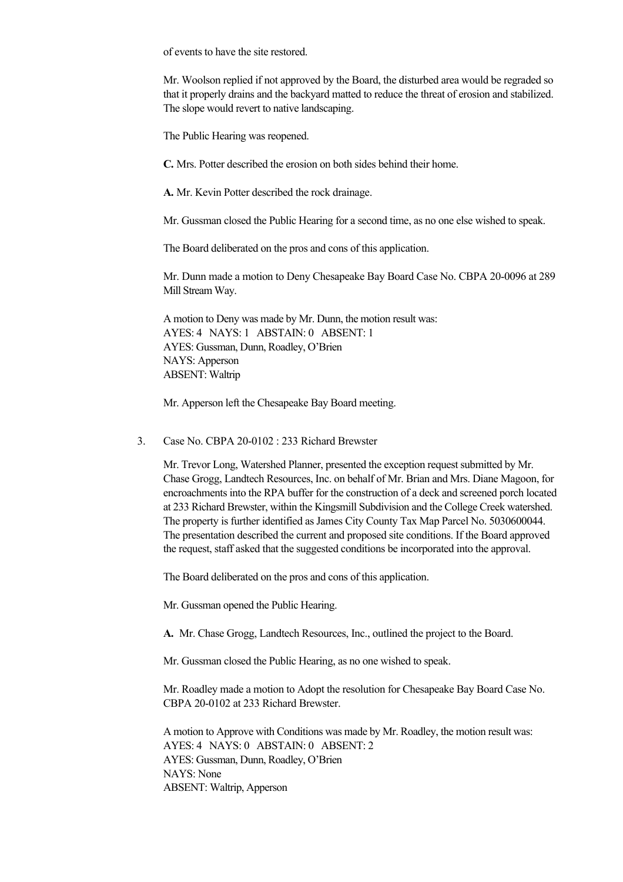of events to have the site restored.

Mr. Woolson replied if not approved by the Board, the disturbed area would be regraded so that it properly drains and the backyard matted to reduce the threat of erosion and stabilized. The slope would revert to native landscaping.

The Public Hearing was reopened.

**C.** Mrs. Potter described the erosion on both sides behind their home.

**A.** Mr. Kevin Potter described the rock drainage.

Mr. Gussman closed the Public Hearing for a second time, as no one else wished to speak.

The Board deliberated on the pros and cons of this application.

Mr. Dunn made a motion to Deny Chesapeake Bay Board Case No. CBPA 20-0096 at 289 Mill Stream Way.

A motion to Deny was made by Mr. Dunn, the motion result was:
AYES: 4 NAYS: 1 ABSTAIN: 0 ABSENT: 1
AYES: Gussman, Dunn, Roadley, O'Brien
NAYS: Apperson
ABSENT: Waltrip

Mr. Apperson left the Chesapeake Bay Board meeting.

3. Case No. CBPA 20-0102 : 233 Richard Brewster

   Mr. Trevor Long, Watershed Planner, presented the exception request submitted by Mr. Chase Grogg, Landtech Resources, Inc. on behalf of Mr. Brian and Mrs. Diane Magoon, for encroachments into the RPA buffer for the construction of a deck and screened porch located at 233 Richard Brewster, within the Kingsmill Subdivision and the College Creek watershed. The property is further identified as James City County Tax Map Parcel No. 5030600044. The presentation described the current and proposed site conditions. If the Board approved the request, staff asked that the suggested conditions be incorporated into the approval.

   The Board deliberated on the pros and cons of this application.

   Mr. Gussman opened the Public Hearing.

   **A.** Mr. Chase Grogg, Landtech Resources, Inc., outlined the project to the Board.

   Mr. Gussman closed the Public Hearing, as no one wished to speak.

   Mr. Roadley made a motion to Adopt the resolution for Chesapeake Bay Board Case No. CBPA 20-0102 at 233 Richard Brewster.

   A motion to Approve with Conditions was made by Mr. Roadley, the motion result was:
   AYES: 4 NAYS: 0 ABSTAIN: 0 ABSENT: 2
   AYES: Gussman, Dunn, Roadley, O'Brien
   NAYS: None
   ABSENT: Waltrip, Apperson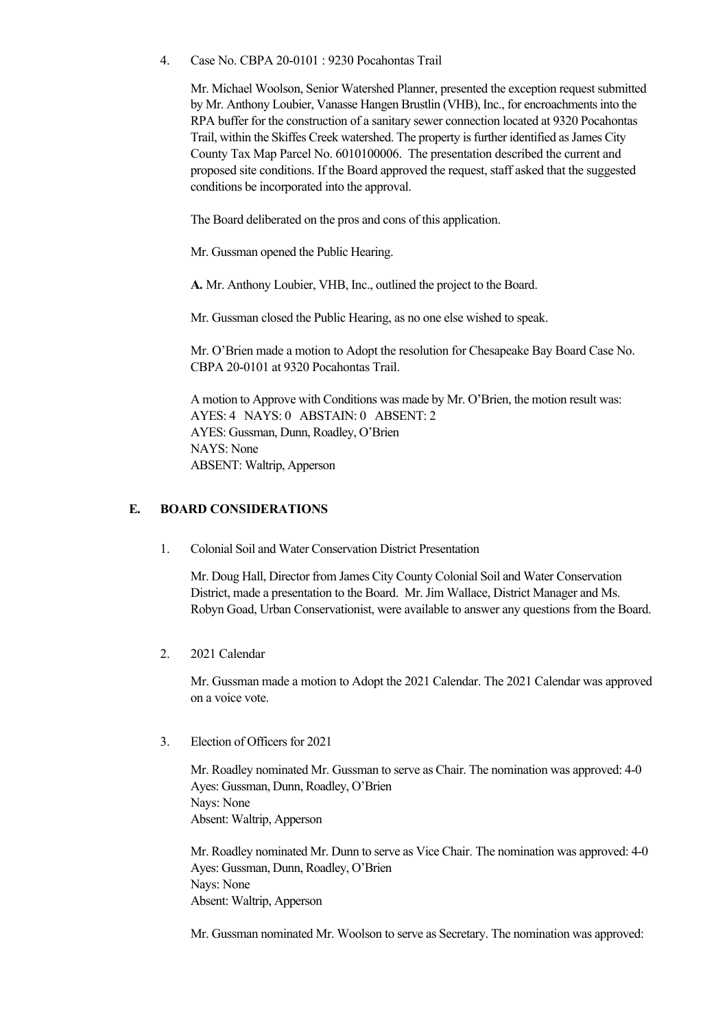4. Case No. CBPA 20-0101 : 9230 Pocahontas Trail

   Mr. Michael Woolson, Senior Watershed Planner, presented the exception request submitted by Mr. Anthony Loubier, Vanasse Hangen Brustlin (VHB), Inc., for encroachments into the RPA buffer for the construction of a sanitary sewer connection located at 9320 Pocahontas Trail, within the Skiffes Creek watershed. The property is further identified as James City County Tax Map Parcel No. 6010100006. The presentation described the current and proposed site conditions. If the Board approved the request, staff asked that the suggested conditions be incorporated into the approval.

   The Board deliberated on the pros and cons of this application.

   Mr. Gussman opened the Public Hearing.

   **A.** Mr. Anthony Loubier, VHB, Inc., outlined the project to the Board.

   Mr. Gussman closed the Public Hearing, as no one else wished to speak.

   Mr. O'Brien made a motion to Adopt the resolution for Chesapeake Bay Board Case No. CBPA 20-0101 at 9320 Pocahontas Trail.

   A motion to Approve with Conditions was made by Mr. O'Brien, the motion result was:
   AYES: 4 NAYS: 0 ABSTAIN: 0 ABSENT: 2
   AYES: Gussman, Dunn, Roadley, O'Brien
   NAYS: None
   ABSENT: Waltrip, Apperson

## E. BOARD CONSIDERATIONS

1. Colonial Soil and Water Conservation District Presentation

   Mr. Doug Hall, Director from James City County Colonial Soil and Water Conservation District, made a presentation to the Board. Mr. Jim Wallace, District Manager and Ms. Robyn Goad, Urban Conservationist, were available to answer any questions from the Board.

2. 2021 Calendar

   Mr. Gussman made a motion to Adopt the 2021 Calendar. The 2021 Calendar was approved on a voice vote.

3. Election of Officers for 2021

   Mr. Roadley nominated Mr. Gussman to serve as Chair. The nomination was approved: 4-0
   Ayes: Gussman, Dunn, Roadley, O'Brien
   Nays: None
   Absent: Waltrip, Apperson

   Mr. Roadley nominated Mr. Dunn to serve as Vice Chair. The nomination was approved: 4-0
   Ayes: Gussman, Dunn, Roadley, O'Brien
   Nays: None
   Absent: Waltrip, Apperson

   Mr. Gussman nominated Mr. Woolson to serve as Secretary. The nomination was approved: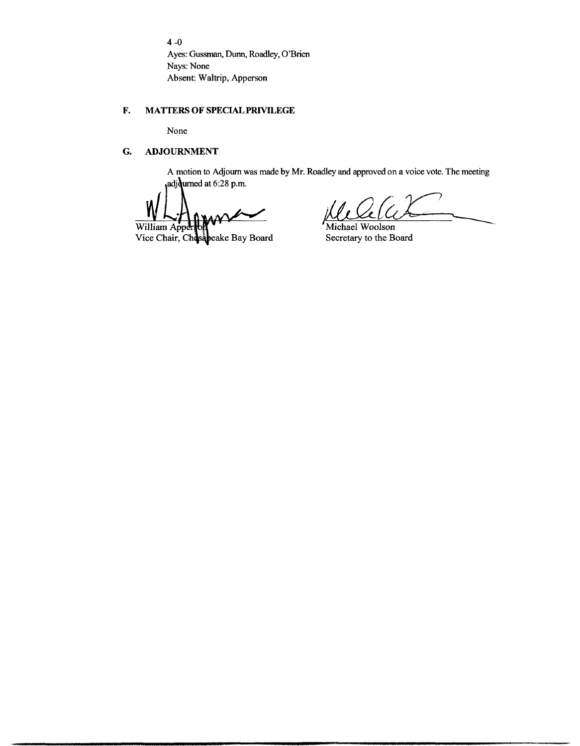4 -0
Ayes: Gussman, Dunn, Roadley, O'Brien
Nays: None
Absent: Waltrip, Apperson

## F. MATTERS OF SPECIAL PRIVILEGE

None

## G. ADJOURNMENT

A motion to Adjourn was made by Mr. Roadley and approved on a voice vote. The meeting adjourned at 6:28 p.m.

William Apperson
Vice Chair, Chesapeake Bay Board

Michael Woolson
Secretary to the Board